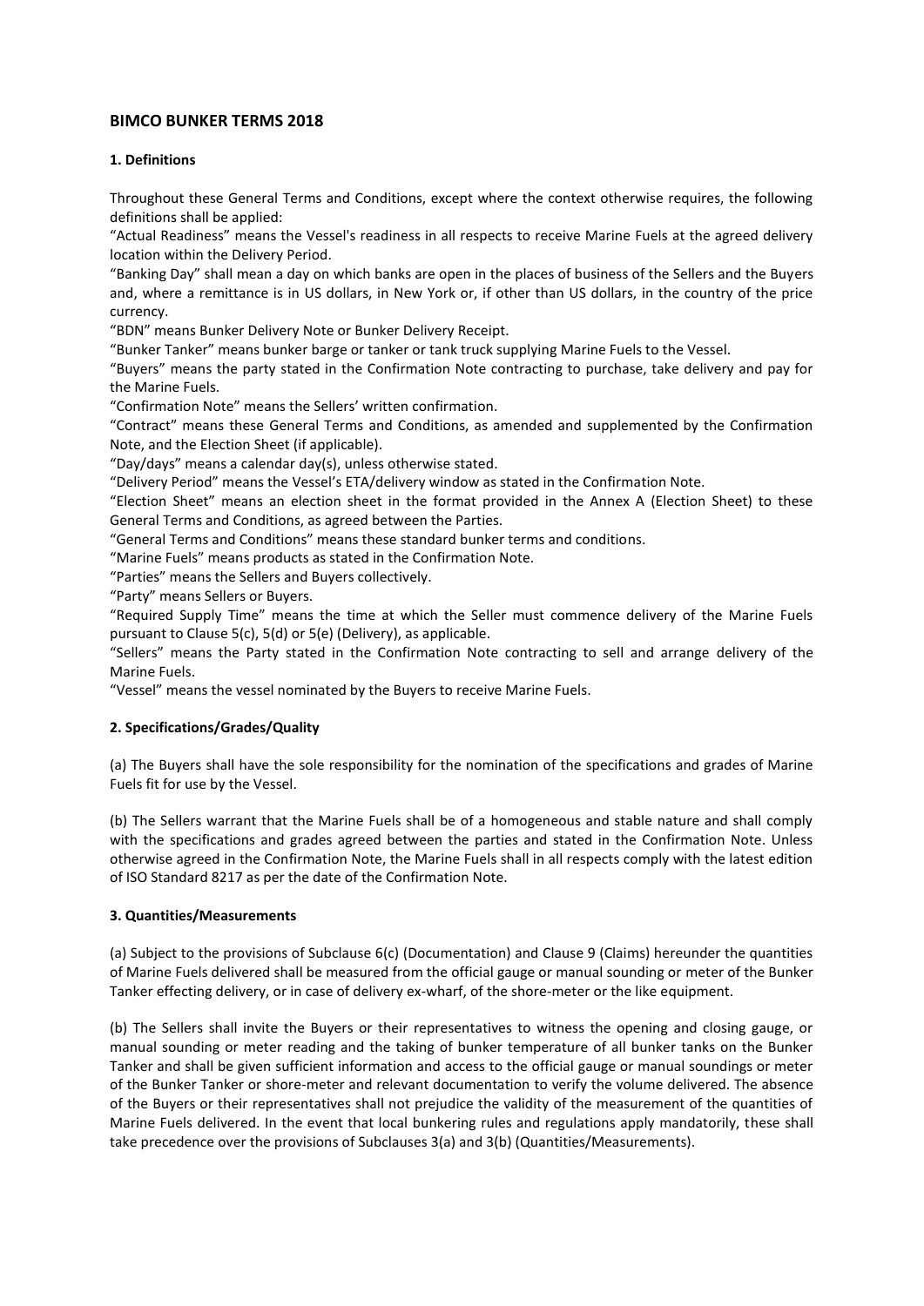# BIMCO BUNKER TERMS 2018

## 1. Definitions

Throughout these General Terms and Conditions, except where the context otherwise requires, the following definitions shall be applied:

"Actual Readiness" means the Vessel's readiness in all respects to receive Marine Fuels at the agreed delivery location within the Delivery Period.

"Banking Day" shall mean a day on which banks are open in the places of business of the Sellers and the Buyers and, where a remittance is in US dollars, in New York or, if other than US dollars, in the country of the price currency.

"BDN" means Bunker Delivery Note or Bunker Delivery Receipt.

"Bunker Tanker" means bunker barge or tanker or tank truck supplying Marine Fuels to the Vessel.

"Buyers" means the party stated in the Confirmation Note contracting to purchase, take delivery and pay for the Marine Fuels.

"Confirmation Note" means the Sellers' written confirmation.

"Contract" means these General Terms and Conditions, as amended and supplemented by the Confirmation Note, and the Election Sheet (if applicable).

"Day/days" means a calendar day(s), unless otherwise stated.

"Delivery Period" means the Vessel's ETA/delivery window as stated in the Confirmation Note.

"Election Sheet" means an election sheet in the format provided in the Annex A (Election Sheet) to these General Terms and Conditions, as agreed between the Parties.

"General Terms and Conditions" means these standard bunker terms and conditions.

"Marine Fuels" means products as stated in the Confirmation Note.

"Parties" means the Sellers and Buyers collectively.

"Party" means Sellers or Buyers.

"Required Supply Time" means the time at which the Seller must commence delivery of the Marine Fuels pursuant to Clause 5(c), 5(d) or 5(e) (Delivery), as applicable.

"Sellers" means the Party stated in the Confirmation Note contracting to sell and arrange delivery of the Marine Fuels.

"Vessel" means the vessel nominated by the Buyers to receive Marine Fuels.

## 2. Specifications/Grades/Quality

(a) The Buyers shall have the sole responsibility for the nomination of the specifications and grades of Marine Fuels fit for use by the Vessel.

(b) The Sellers warrant that the Marine Fuels shall be of a homogeneous and stable nature and shall comply with the specifications and grades agreed between the parties and stated in the Confirmation Note. Unless otherwise agreed in the Confirmation Note, the Marine Fuels shall in all respects comply with the latest edition of ISO Standard 8217 as per the date of the Confirmation Note.

## 3. Quantities/Measurements

(a) Subject to the provisions of Subclause 6(c) (Documentation) and Clause 9 (Claims) hereunder the quantities of Marine Fuels delivered shall be measured from the official gauge or manual sounding or meter of the Bunker Tanker effecting delivery, or in case of delivery ex-wharf, of the shore-meter or the like equipment.

(b) The Sellers shall invite the Buyers or their representatives to witness the opening and closing gauge, or manual sounding or meter reading and the taking of bunker temperature of all bunker tanks on the Bunker Tanker and shall be given sufficient information and access to the official gauge or manual soundings or meter of the Bunker Tanker or shore-meter and relevant documentation to verify the volume delivered. The absence of the Buyers or their representatives shall not prejudice the validity of the measurement of the quantities of Marine Fuels delivered. In the event that local bunkering rules and regulations apply mandatorily, these shall take precedence over the provisions of Subclauses 3(a) and 3(b) (Quantities/Measurements).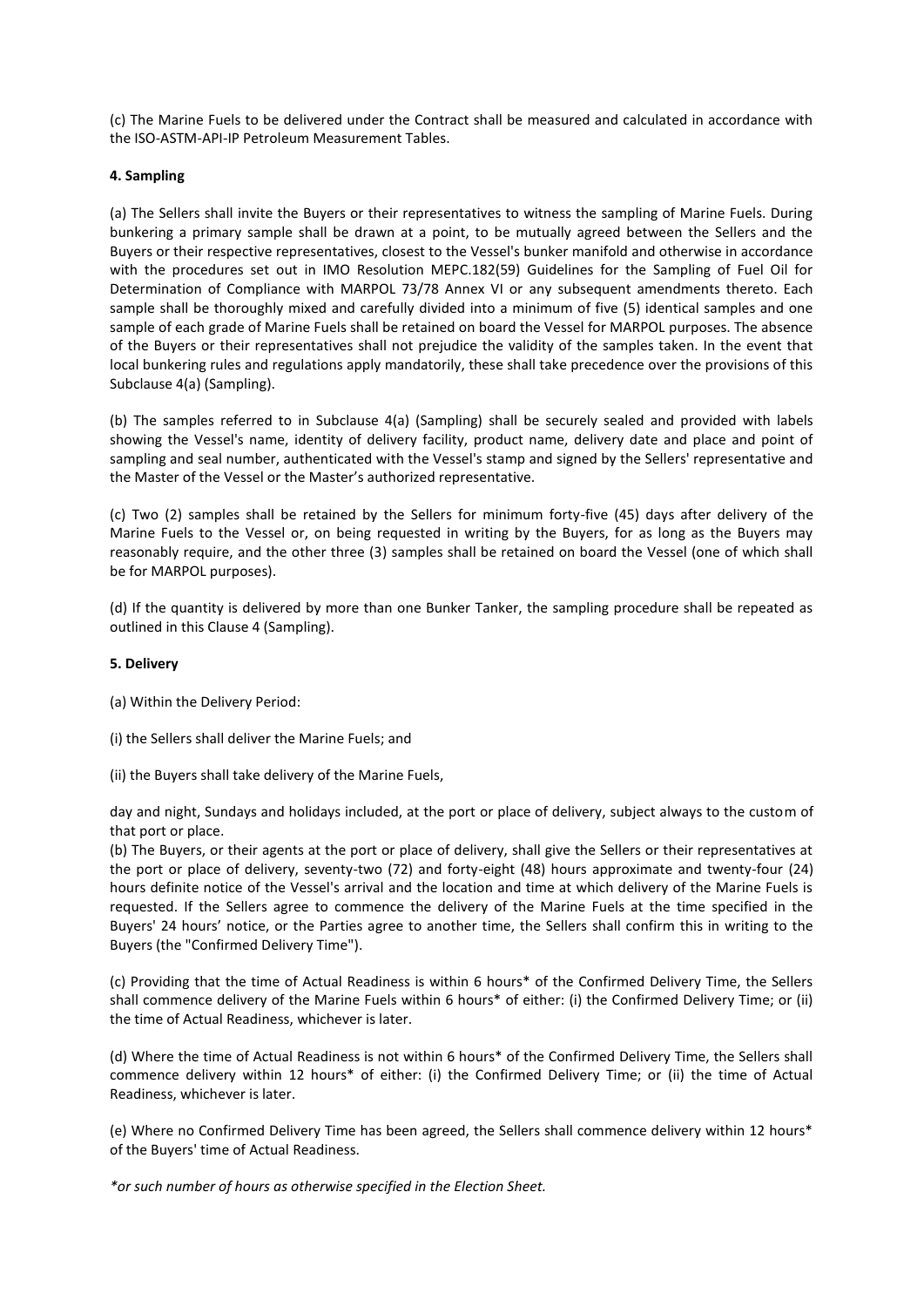(c) The Marine Fuels to be delivered under the Contract shall be measured and calculated in accordance with the ISO-ASTM-API-IP Petroleum Measurement Tables.

**4. Sampling**

(a) The Sellers shall invite the Buyers or their representatives to witness the sampling of Marine Fuels. During bunkering a primary sample shall be drawn at a point, to be mutually agreed between the Sellers and the Buyers or their respective representatives, closest to the Vessel's bunker manifold and otherwise in accordance with the procedures set out in IMO Resolution MEPC.182(59) Guidelines for the Sampling of Fuel Oil for Determination of Compliance with MARPOL 73/78 Annex VI or any subsequent amendments thereto. Each sample shall be thoroughly mixed and carefully divided into a minimum of five (5) identical samples and one sample of each grade of Marine Fuels shall be retained on board the Vessel for MARPOL purposes. The absence of the Buyers or their representatives shall not prejudice the validity of the samples taken. In the event that local bunkering rules and regulations apply mandatorily, these shall take precedence over the provisions of this Subclause 4(a) (Sampling).

(b) The samples referred to in Subclause 4(a) (Sampling) shall be securely sealed and provided with labels showing the Vessel's name, identity of delivery facility, product name, delivery date and place and point of sampling and seal number, authenticated with the Vessel's stamp and signed by the Sellers' representative and the Master of the Vessel or the Master's authorized representative.

(c) Two (2) samples shall be retained by the Sellers for minimum forty-five (45) days after delivery of the Marine Fuels to the Vessel or, on being requested in writing by the Buyers, for as long as the Buyers may reasonably require, and the other three (3) samples shall be retained on board the Vessel (one of which shall be for MARPOL purposes).

(d) If the quantity is delivered by more than one Bunker Tanker, the sampling procedure shall be repeated as outlined in this Clause 4 (Sampling).

**5. Delivery**

(a) Within the Delivery Period:

(i) the Sellers shall deliver the Marine Fuels; and

(ii) the Buyers shall take delivery of the Marine Fuels,

day and night, Sundays and holidays included, at the port or place of delivery, subject always to the custom of that port or place.

(b) The Buyers, or their agents at the port or place of delivery, shall give the Sellers or their representatives at the port or place of delivery, seventy-two (72) and forty-eight (48) hours approximate and twenty-four (24) hours definite notice of the Vessel's arrival and the location and time at which delivery of the Marine Fuels is requested. If the Sellers agree to commence the delivery of the Marine Fuels at the time specified in the Buyers' 24 hours' notice, or the Parties agree to another time, the Sellers shall confirm this in writing to the Buyers (the "Confirmed Delivery Time").

(c) Providing that the time of Actual Readiness is within 6 hours* of the Confirmed Delivery Time, the Sellers shall commence delivery of the Marine Fuels within 6 hours* of either: (i) the Confirmed Delivery Time; or (ii) the time of Actual Readiness, whichever is later.

(d) Where the time of Actual Readiness is not within 6 hours* of the Confirmed Delivery Time, the Sellers shall commence delivery within 12 hours* of either: (i) the Confirmed Delivery Time; or (ii) the time of Actual Readiness, whichever is later.

(e) Where no Confirmed Delivery Time has been agreed, the Sellers shall commence delivery within 12 hours* of the Buyers' time of Actual Readiness.

*\*or such number of hours as otherwise specified in the Election Sheet.*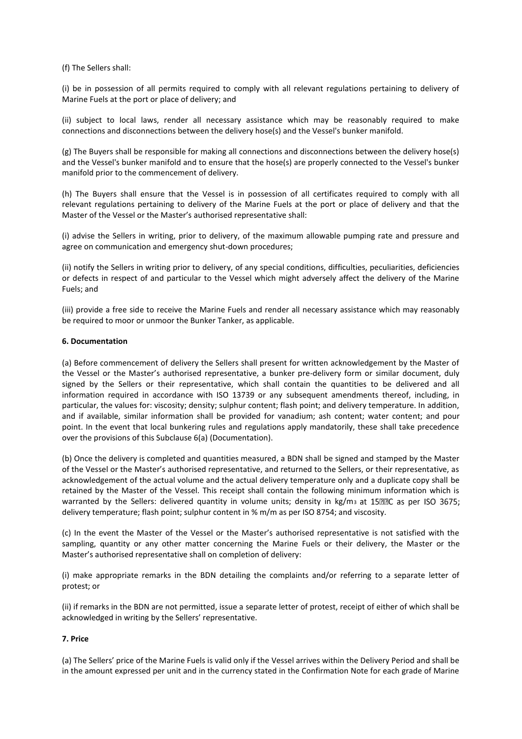(f) The Sellers shall:

(i) be in possession of all permits required to comply with all relevant regulations pertaining to delivery of Marine Fuels at the port or place of delivery; and

(ii) subject to local laws, render all necessary assistance which may be reasonably required to make connections and disconnections between the delivery hose(s) and the Vessel's bunker manifold.

(g) The Buyers shall be responsible for making all connections and disconnections between the delivery hose(s) and the Vessel's bunker manifold and to ensure that the hose(s) are properly connected to the Vessel's bunker manifold prior to the commencement of delivery.

(h) The Buyers shall ensure that the Vessel is in possession of all certificates required to comply with all relevant regulations pertaining to delivery of the Marine Fuels at the port or place of delivery and that the Master of the Vessel or the Master's authorised representative shall:

(i) advise the Sellers in writing, prior to delivery, of the maximum allowable pumping rate and pressure and agree on communication and emergency shut-down procedures;

(ii) notify the Sellers in writing prior to delivery, of any special conditions, difficulties, peculiarities, deficiencies or defects in respect of and particular to the Vessel which might adversely affect the delivery of the Marine Fuels; and

(iii) provide a free side to receive the Marine Fuels and render all necessary assistance which may reasonably be required to moor or unmoor the Bunker Tanker, as applicable.

**6. Documentation**

(a) Before commencement of delivery the Sellers shall present for written acknowledgement by the Master of the Vessel or the Master's authorised representative, a bunker pre-delivery form or similar document, duly signed by the Sellers or their representative, which shall contain the quantities to be delivered and all information required in accordance with ISO 13739 or any subsequent amendments thereof, including, in particular, the values for: viscosity; density; sulphur content; flash point; and delivery temperature. In addition, and if available, similar information shall be provided for vanadium; ash content; water content; and pour point. In the event that local bunkering rules and regulations apply mandatorily, these shall take precedence over the provisions of this Subclause 6(a) (Documentation).

(b) Once the delivery is completed and quantities measured, a BDN shall be signed and stamped by the Master of the Vessel or the Master's authorised representative, and returned to the Sellers, or their representative, as acknowledgement of the actual volume and the actual delivery temperature only and a duplicate copy shall be retained by the Master of the Vessel. This receipt shall contain the following minimum information which is warranted by the Sellers: delivered quantity in volume units; density in kg/m$^3$ at 15°C as per ISO 3675; delivery temperature; flash point; sulphur content in % m/m as per ISO 8754; and viscosity.

(c) In the event the Master of the Vessel or the Master's authorised representative is not satisfied with the sampling, quantity or any other matter concerning the Marine Fuels or their delivery, the Master or the Master's authorised representative shall on completion of delivery:

(i) make appropriate remarks in the BDN detailing the complaints and/or referring to a separate letter of protest; or

(ii) if remarks in the BDN are not permitted, issue a separate letter of protest, receipt of either of which shall be acknowledged in writing by the Sellers' representative.

**7. Price**

(a) The Sellers' price of the Marine Fuels is valid only if the Vessel arrives within the Delivery Period and shall be in the amount expressed per unit and in the currency stated in the Confirmation Note for each grade of Marine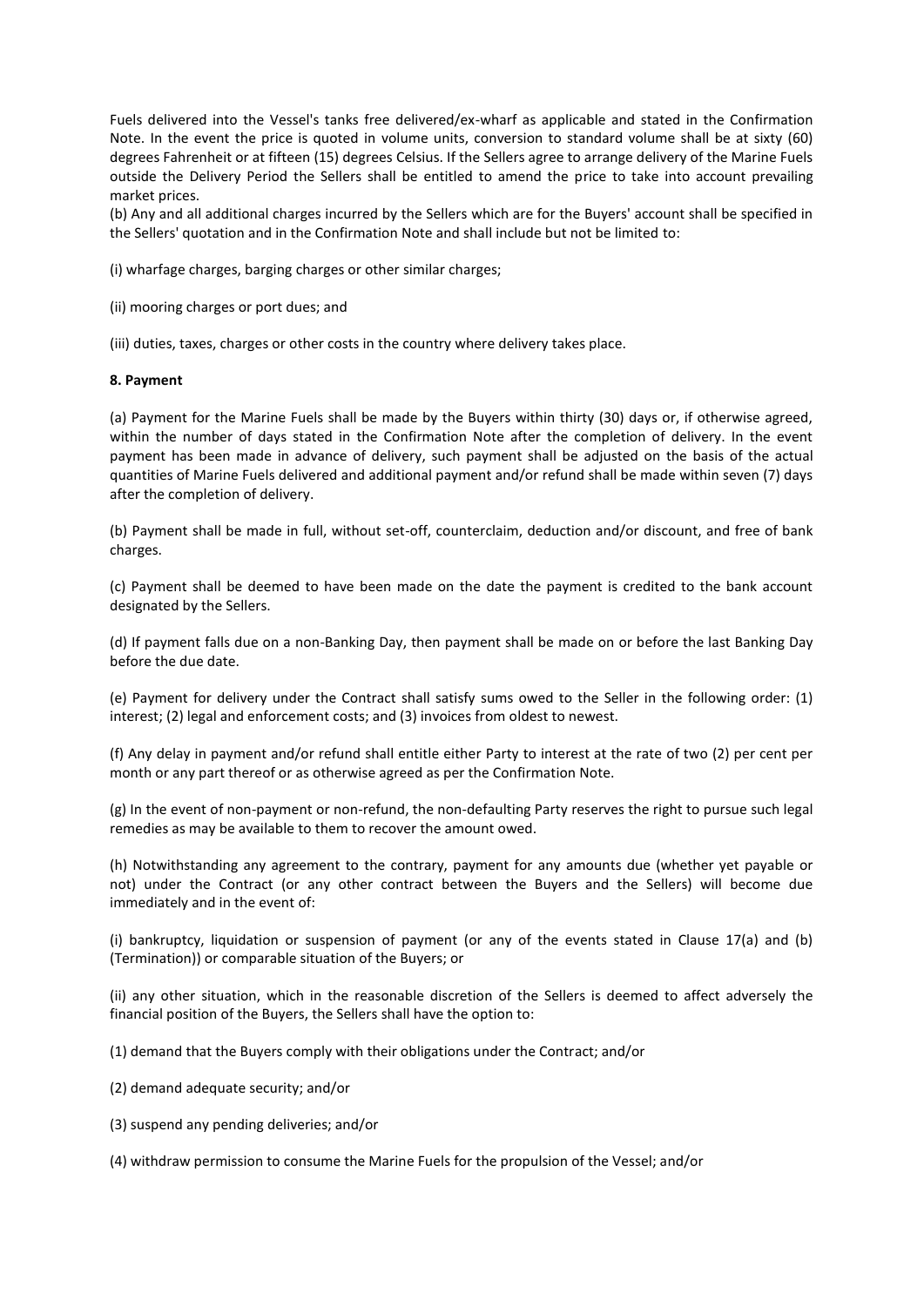Fuels delivered into the Vessel's tanks free delivered/ex-wharf as applicable and stated in the Confirmation Note. In the event the price is quoted in volume units, conversion to standard volume shall be at sixty (60) degrees Fahrenheit or at fifteen (15) degrees Celsius. If the Sellers agree to arrange delivery of the Marine Fuels outside the Delivery Period the Sellers shall be entitled to amend the price to take into account prevailing market prices.

(b) Any and all additional charges incurred by the Sellers which are for the Buyers' account shall be specified in the Sellers' quotation and in the Confirmation Note and shall include but not be limited to:

(i) wharfage charges, barging charges or other similar charges;

(ii) mooring charges or port dues; and

(iii) duties, taxes, charges or other costs in the country where delivery takes place.

**8. Payment**

(a) Payment for the Marine Fuels shall be made by the Buyers within thirty (30) days or, if otherwise agreed, within the number of days stated in the Confirmation Note after the completion of delivery. In the event payment has been made in advance of delivery, such payment shall be adjusted on the basis of the actual quantities of Marine Fuels delivered and additional payment and/or refund shall be made within seven (7) days after the completion of delivery.

(b) Payment shall be made in full, without set-off, counterclaim, deduction and/or discount, and free of bank charges.

(c) Payment shall be deemed to have been made on the date the payment is credited to the bank account designated by the Sellers.

(d) If payment falls due on a non-Banking Day, then payment shall be made on or before the last Banking Day before the due date.

(e) Payment for delivery under the Contract shall satisfy sums owed to the Seller in the following order: (1) interest; (2) legal and enforcement costs; and (3) invoices from oldest to newest.

(f) Any delay in payment and/or refund shall entitle either Party to interest at the rate of two (2) per cent per month or any part thereof or as otherwise agreed as per the Confirmation Note.

(g) In the event of non-payment or non-refund, the non-defaulting Party reserves the right to pursue such legal remedies as may be available to them to recover the amount owed.

(h) Notwithstanding any agreement to the contrary, payment for any amounts due (whether yet payable or not) under the Contract (or any other contract between the Buyers and the Sellers) will become due immediately and in the event of:

(i) bankruptcy, liquidation or suspension of payment (or any of the events stated in Clause 17(a) and (b) (Termination)) or comparable situation of the Buyers; or

(ii) any other situation, which in the reasonable discretion of the Sellers is deemed to affect adversely the financial position of the Buyers, the Sellers shall have the option to:

(1) demand that the Buyers comply with their obligations under the Contract; and/or

(2) demand adequate security; and/or

(3) suspend any pending deliveries; and/or

(4) withdraw permission to consume the Marine Fuels for the propulsion of the Vessel; and/or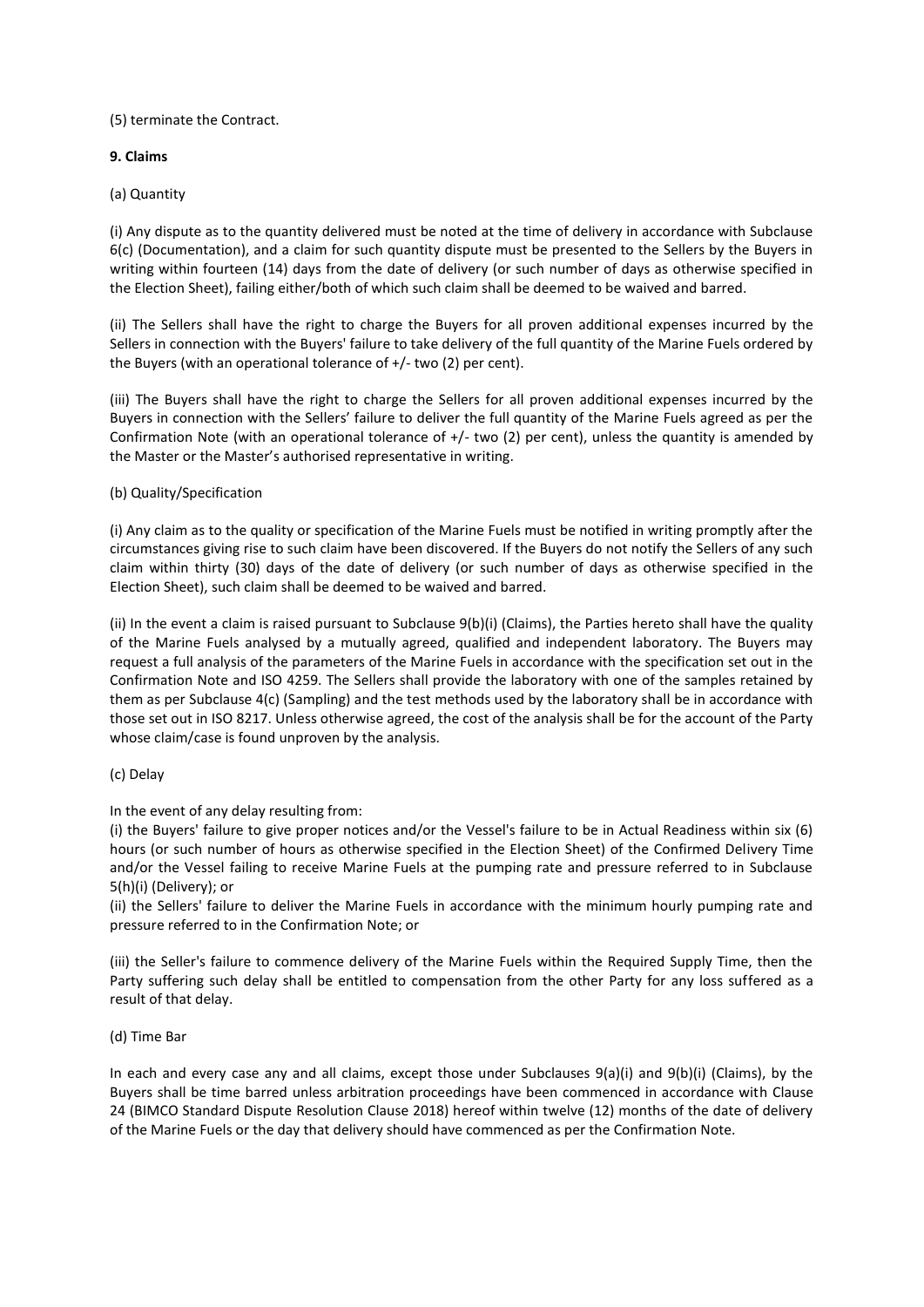(5) terminate the Contract.

**9. Claims**

(a) Quantity

(i) Any dispute as to the quantity delivered must be noted at the time of delivery in accordance with Subclause 6(c) (Documentation), and a claim for such quantity dispute must be presented to the Sellers by the Buyers in writing within fourteen (14) days from the date of delivery (or such number of days as otherwise specified in the Election Sheet), failing either/both of which such claim shall be deemed to be waived and barred.

(ii) The Sellers shall have the right to charge the Buyers for all proven additional expenses incurred by the Sellers in connection with the Buyers' failure to take delivery of the full quantity of the Marine Fuels ordered by the Buyers (with an operational tolerance of +/- two (2) per cent).

(iii) The Buyers shall have the right to charge the Sellers for all proven additional expenses incurred by the Buyers in connection with the Sellers' failure to deliver the full quantity of the Marine Fuels agreed as per the Confirmation Note (with an operational tolerance of +/- two (2) per cent), unless the quantity is amended by the Master or the Master's authorised representative in writing.

(b) Quality/Specification

(i) Any claim as to the quality or specification of the Marine Fuels must be notified in writing promptly after the circumstances giving rise to such claim have been discovered. If the Buyers do not notify the Sellers of any such claim within thirty (30) days of the date of delivery (or such number of days as otherwise specified in the Election Sheet), such claim shall be deemed to be waived and barred.

(ii) In the event a claim is raised pursuant to Subclause 9(b)(i) (Claims), the Parties hereto shall have the quality of the Marine Fuels analysed by a mutually agreed, qualified and independent laboratory. The Buyers may request a full analysis of the parameters of the Marine Fuels in accordance with the specification set out in the Confirmation Note and ISO 4259. The Sellers shall provide the laboratory with one of the samples retained by them as per Subclause 4(c) (Sampling) and the test methods used by the laboratory shall be in accordance with those set out in ISO 8217. Unless otherwise agreed, the cost of the analysis shall be for the account of the Party whose claim/case is found unproven by the analysis.

(c) Delay

In the event of any delay resulting from:

(i) the Buyers' failure to give proper notices and/or the Vessel's failure to be in Actual Readiness within six (6) hours (or such number of hours as otherwise specified in the Election Sheet) of the Confirmed Delivery Time and/or the Vessel failing to receive Marine Fuels at the pumping rate and pressure referred to in Subclause 5(h)(i) (Delivery); or

(ii) the Sellers' failure to deliver the Marine Fuels in accordance with the minimum hourly pumping rate and pressure referred to in the Confirmation Note; or

(iii) the Seller's failure to commence delivery of the Marine Fuels within the Required Supply Time, then the Party suffering such delay shall be entitled to compensation from the other Party for any loss suffered as a result of that delay.

(d) Time Bar

In each and every case any and all claims, except those under Subclauses 9(a)(i) and 9(b)(i) (Claims), by the Buyers shall be time barred unless arbitration proceedings have been commenced in accordance with Clause 24 (BIMCO Standard Dispute Resolution Clause 2018) hereof within twelve (12) months of the date of delivery of the Marine Fuels or the day that delivery should have commenced as per the Confirmation Note.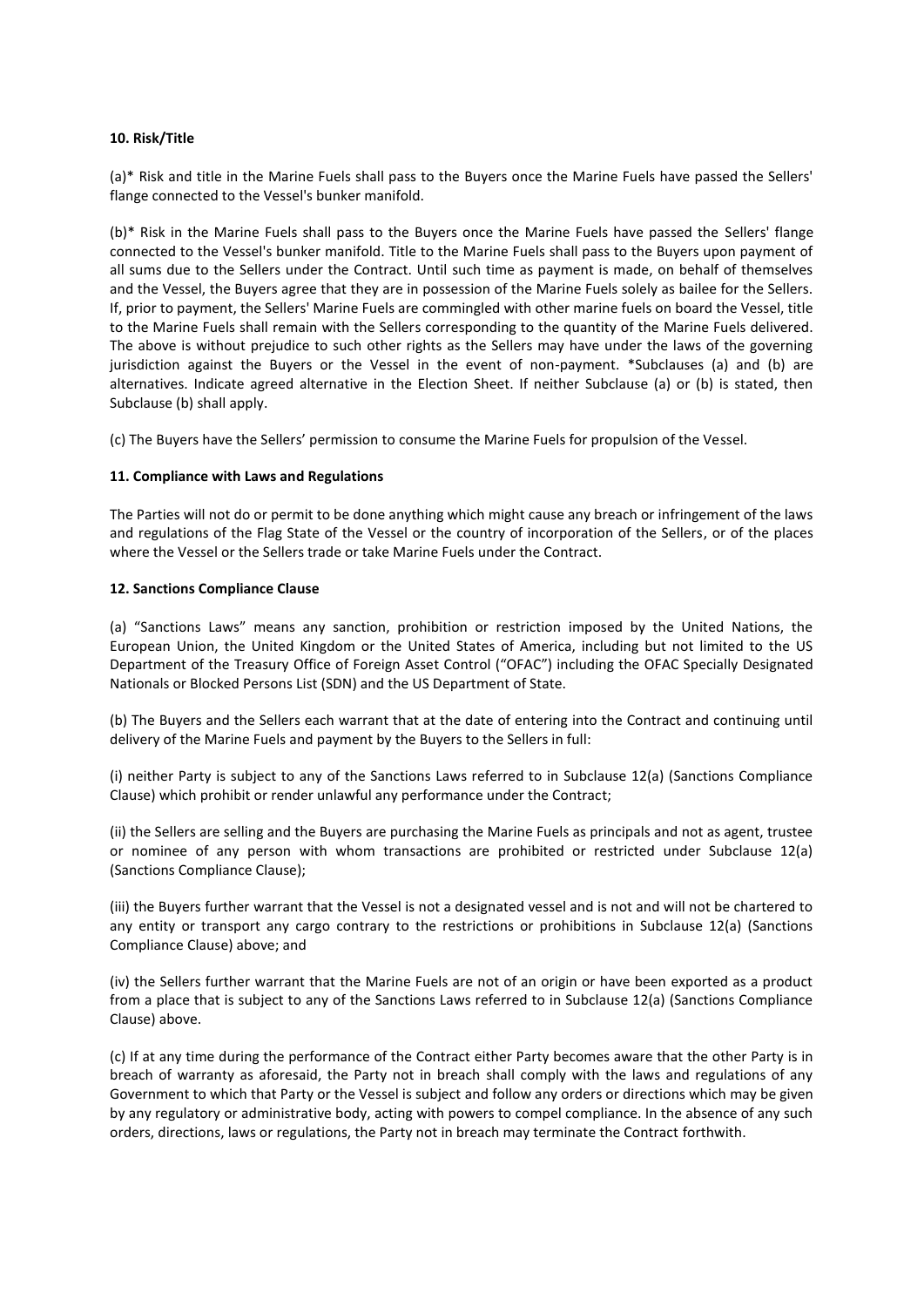**10. Risk/Title**

(a)* Risk and title in the Marine Fuels shall pass to the Buyers once the Marine Fuels have passed the Sellers' flange connected to the Vessel's bunker manifold.

(b)* Risk in the Marine Fuels shall pass to the Buyers once the Marine Fuels have passed the Sellers' flange connected to the Vessel's bunker manifold. Title to the Marine Fuels shall pass to the Buyers upon payment of all sums due to the Sellers under the Contract. Until such time as payment is made, on behalf of themselves and the Vessel, the Buyers agree that they are in possession of the Marine Fuels solely as bailee for the Sellers. If, prior to payment, the Sellers' Marine Fuels are commingled with other marine fuels on board the Vessel, title to the Marine Fuels shall remain with the Sellers corresponding to the quantity of the Marine Fuels delivered. The above is without prejudice to such other rights as the Sellers may have under the laws of the governing jurisdiction against the Buyers or the Vessel in the event of non-payment. *Subclauses (a) and (b) are alternatives. Indicate agreed alternative in the Election Sheet. If neither Subclause (a) or (b) is stated, then Subclause (b) shall apply.

(c) The Buyers have the Sellers' permission to consume the Marine Fuels for propulsion of the Vessel.

**11. Compliance with Laws and Regulations**

The Parties will not do or permit to be done anything which might cause any breach or infringement of the laws and regulations of the Flag State of the Vessel or the country of incorporation of the Sellers, or of the places where the Vessel or the Sellers trade or take Marine Fuels under the Contract.

**12. Sanctions Compliance Clause**

(a) "Sanctions Laws" means any sanction, prohibition or restriction imposed by the United Nations, the European Union, the United Kingdom or the United States of America, including but not limited to the US Department of the Treasury Office of Foreign Asset Control ("OFAC") including the OFAC Specially Designated Nationals or Blocked Persons List (SDN) and the US Department of State.

(b) The Buyers and the Sellers each warrant that at the date of entering into the Contract and continuing until delivery of the Marine Fuels and payment by the Buyers to the Sellers in full:

(i) neither Party is subject to any of the Sanctions Laws referred to in Subclause 12(a) (Sanctions Compliance Clause) which prohibit or render unlawful any performance under the Contract;

(ii) the Sellers are selling and the Buyers are purchasing the Marine Fuels as principals and not as agent, trustee or nominee of any person with whom transactions are prohibited or restricted under Subclause 12(a) (Sanctions Compliance Clause);

(iii) the Buyers further warrant that the Vessel is not a designated vessel and is not and will not be chartered to any entity or transport any cargo contrary to the restrictions or prohibitions in Subclause 12(a) (Sanctions Compliance Clause) above; and

(iv) the Sellers further warrant that the Marine Fuels are not of an origin or have been exported as a product from a place that is subject to any of the Sanctions Laws referred to in Subclause 12(a) (Sanctions Compliance Clause) above.

(c) If at any time during the performance of the Contract either Party becomes aware that the other Party is in breach of warranty as aforesaid, the Party not in breach shall comply with the laws and regulations of any Government to which that Party or the Vessel is subject and follow any orders or directions which may be given by any regulatory or administrative body, acting with powers to compel compliance. In the absence of any such orders, directions, laws or regulations, the Party not in breach may terminate the Contract forthwith.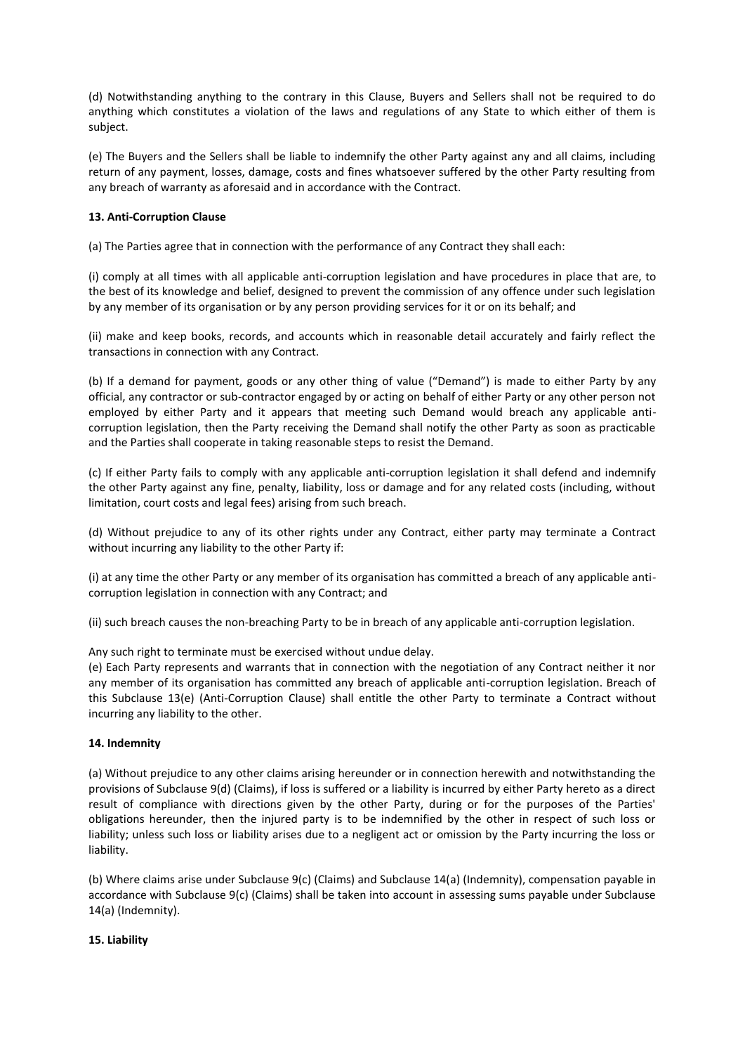(d) Notwithstanding anything to the contrary in this Clause, Buyers and Sellers shall not be required to do anything which constitutes a violation of the laws and regulations of any State to which either of them is subject.

(e) The Buyers and the Sellers shall be liable to indemnify the other Party against any and all claims, including return of any payment, losses, damage, costs and fines whatsoever suffered by the other Party resulting from any breach of warranty as aforesaid and in accordance with the Contract.

**13. Anti-Corruption Clause**

(a) The Parties agree that in connection with the performance of any Contract they shall each:

(i) comply at all times with all applicable anti-corruption legislation and have procedures in place that are, to the best of its knowledge and belief, designed to prevent the commission of any offence under such legislation by any member of its organisation or by any person providing services for it or on its behalf; and

(ii) make and keep books, records, and accounts which in reasonable detail accurately and fairly reflect the transactions in connection with any Contract.

(b) If a demand for payment, goods or any other thing of value ("Demand") is made to either Party by any official, any contractor or sub-contractor engaged by or acting on behalf of either Party or any other person not employed by either Party and it appears that meeting such Demand would breach any applicable anti-corruption legislation, then the Party receiving the Demand shall notify the other Party as soon as practicable and the Parties shall cooperate in taking reasonable steps to resist the Demand.

(c) If either Party fails to comply with any applicable anti-corruption legislation it shall defend and indemnify the other Party against any fine, penalty, liability, loss or damage and for any related costs (including, without limitation, court costs and legal fees) arising from such breach.

(d) Without prejudice to any of its other rights under any Contract, either party may terminate a Contract without incurring any liability to the other Party if:

(i) at any time the other Party or any member of its organisation has committed a breach of any applicable anti-corruption legislation in connection with any Contract; and

(ii) such breach causes the non-breaching Party to be in breach of any applicable anti-corruption legislation.

Any such right to terminate must be exercised without undue delay.

(e) Each Party represents and warrants that in connection with the negotiation of any Contract neither it nor any member of its organisation has committed any breach of applicable anti-corruption legislation. Breach of this Subclause 13(e) (Anti-Corruption Clause) shall entitle the other Party to terminate a Contract without incurring any liability to the other.

**14. Indemnity**

(a) Without prejudice to any other claims arising hereunder or in connection herewith and notwithstanding the provisions of Subclause 9(d) (Claims), if loss is suffered or a liability is incurred by either Party hereto as a direct result of compliance with directions given by the other Party, during or for the purposes of the Parties' obligations hereunder, then the injured party is to be indemnified by the other in respect of such loss or liability; unless such loss or liability arises due to a negligent act or omission by the Party incurring the loss or liability.

(b) Where claims arise under Subclause 9(c) (Claims) and Subclause 14(a) (Indemnity), compensation payable in accordance with Subclause 9(c) (Claims) shall be taken into account in assessing sums payable under Subclause 14(a) (Indemnity).

**15. Liability**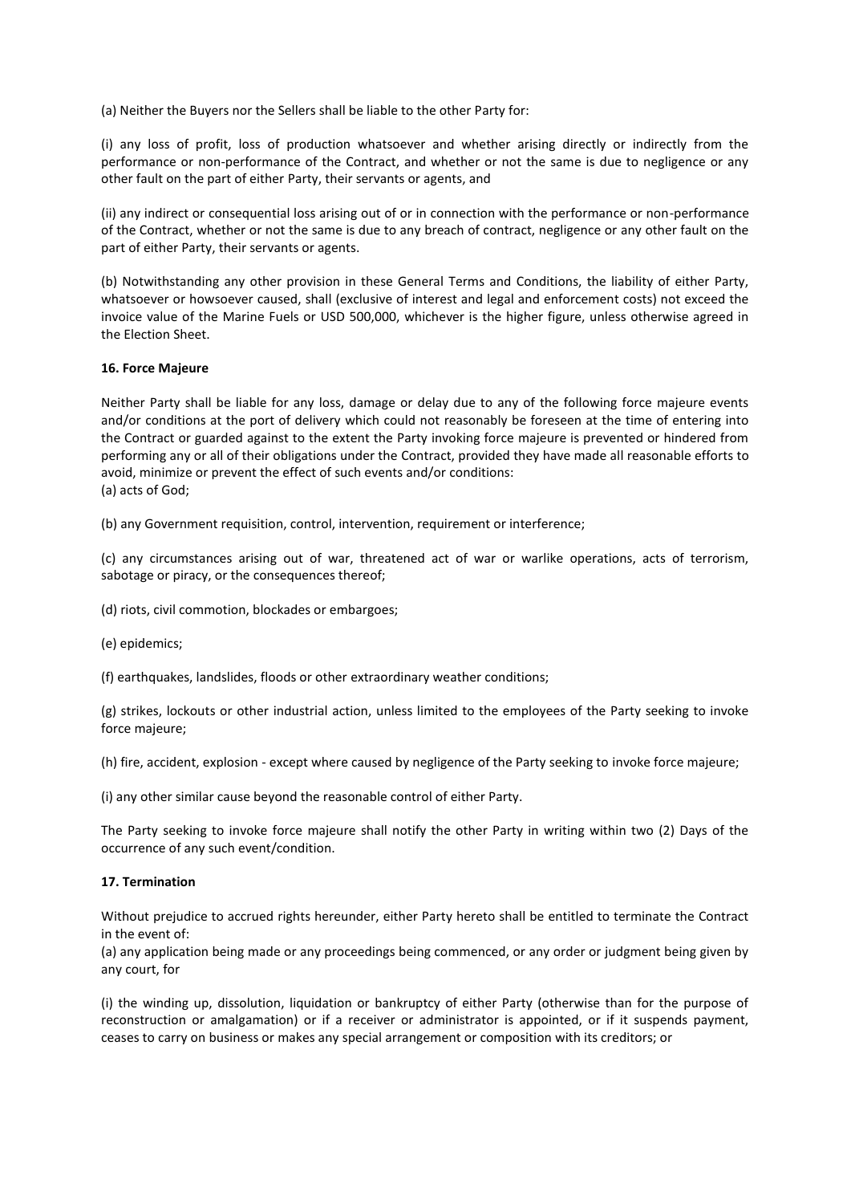(a) Neither the Buyers nor the Sellers shall be liable to the other Party for:

(i) any loss of profit, loss of production whatsoever and whether arising directly or indirectly from the performance or non-performance of the Contract, and whether or not the same is due to negligence or any other fault on the part of either Party, their servants or agents, and

(ii) any indirect or consequential loss arising out of or in connection with the performance or non-performance of the Contract, whether or not the same is due to any breach of contract, negligence or any other fault on the part of either Party, their servants or agents.

(b) Notwithstanding any other provision in these General Terms and Conditions, the liability of either Party, whatsoever or howsoever caused, shall (exclusive of interest and legal and enforcement costs) not exceed the invoice value of the Marine Fuels or USD 500,000, whichever is the higher figure, unless otherwise agreed in the Election Sheet.

#### 16. Force Majeure

Neither Party shall be liable for any loss, damage or delay due to any of the following force majeure events and/or conditions at the port of delivery which could not reasonably be foreseen at the time of entering into the Contract or guarded against to the extent the Party invoking force majeure is prevented or hindered from performing any or all of their obligations under the Contract, provided they have made all reasonable efforts to avoid, minimize or prevent the effect of such events and/or conditions:

(a) acts of God;

(b) any Government requisition, control, intervention, requirement or interference;

(c) any circumstances arising out of war, threatened act of war or warlike operations, acts of terrorism, sabotage or piracy, or the consequences thereof;

(d) riots, civil commotion, blockades or embargoes;

(e) epidemics;

(f) earthquakes, landslides, floods or other extraordinary weather conditions;

(g) strikes, lockouts or other industrial action, unless limited to the employees of the Party seeking to invoke force majeure;

(h) fire, accident, explosion - except where caused by negligence of the Party seeking to invoke force majeure;

(i) any other similar cause beyond the reasonable control of either Party.

The Party seeking to invoke force majeure shall notify the other Party in writing within two (2) Days of the occurrence of any such event/condition.

#### 17. Termination

Without prejudice to accrued rights hereunder, either Party hereto shall be entitled to terminate the Contract in the event of:

(a) any application being made or any proceedings being commenced, or any order or judgment being given by any court, for

(i) the winding up, dissolution, liquidation or bankruptcy of either Party (otherwise than for the purpose of reconstruction or amalgamation) or if a receiver or administrator is appointed, or if it suspends payment, ceases to carry on business or makes any special arrangement or composition with its creditors; or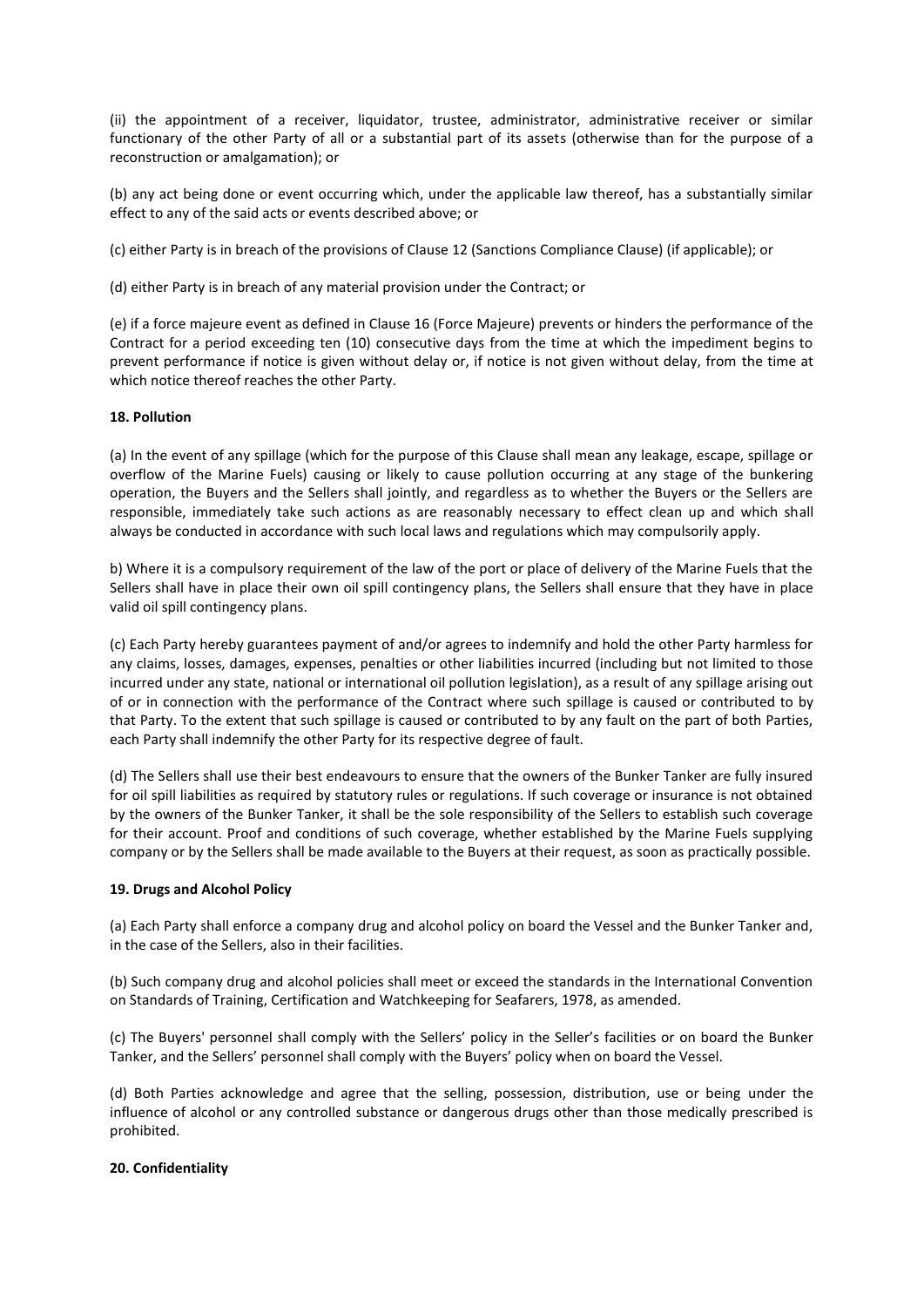(ii) the appointment of a receiver, liquidator, trustee, administrator, administrative receiver or similar functionary of the other Party of all or a substantial part of its assets (otherwise than for the purpose of a reconstruction or amalgamation); or

(b) any act being done or event occurring which, under the applicable law thereof, has a substantially similar effect to any of the said acts or events described above; or

(c) either Party is in breach of the provisions of Clause 12 (Sanctions Compliance Clause) (if applicable); or

(d) either Party is in breach of any material provision under the Contract; or

(e) if a force majeure event as defined in Clause 16 (Force Majeure) prevents or hinders the performance of the Contract for a period exceeding ten (10) consecutive days from the time at which the impediment begins to prevent performance if notice is given without delay or, if notice is not given without delay, from the time at which notice thereof reaches the other Party.

**18. Pollution**

(a) In the event of any spillage (which for the purpose of this Clause shall mean any leakage, escape, spillage or overflow of the Marine Fuels) causing or likely to cause pollution occurring at any stage of the bunkering operation, the Buyers and the Sellers shall jointly, and regardless as to whether the Buyers or the Sellers are responsible, immediately take such actions as are reasonably necessary to effect clean up and which shall always be conducted in accordance with such local laws and regulations which may compulsorily apply.

b) Where it is a compulsory requirement of the law of the port or place of delivery of the Marine Fuels that the Sellers shall have in place their own oil spill contingency plans, the Sellers shall ensure that they have in place valid oil spill contingency plans.

(c) Each Party hereby guarantees payment of and/or agrees to indemnify and hold the other Party harmless for any claims, losses, damages, expenses, penalties or other liabilities incurred (including but not limited to those incurred under any state, national or international oil pollution legislation), as a result of any spillage arising out of or in connection with the performance of the Contract where such spillage is caused or contributed to by that Party. To the extent that such spillage is caused or contributed to by any fault on the part of both Parties, each Party shall indemnify the other Party for its respective degree of fault.

(d) The Sellers shall use their best endeavours to ensure that the owners of the Bunker Tanker are fully insured for oil spill liabilities as required by statutory rules or regulations. If such coverage or insurance is not obtained by the owners of the Bunker Tanker, it shall be the sole responsibility of the Sellers to establish such coverage for their account. Proof and conditions of such coverage, whether established by the Marine Fuels supplying company or by the Sellers shall be made available to the Buyers at their request, as soon as practically possible.

**19. Drugs and Alcohol Policy**

(a) Each Party shall enforce a company drug and alcohol policy on board the Vessel and the Bunker Tanker and, in the case of the Sellers, also in their facilities.

(b) Such company drug and alcohol policies shall meet or exceed the standards in the International Convention on Standards of Training, Certification and Watchkeeping for Seafarers, 1978, as amended.

(c) The Buyers' personnel shall comply with the Sellers' policy in the Seller's facilities or on board the Bunker Tanker, and the Sellers' personnel shall comply with the Buyers' policy when on board the Vessel.

(d) Both Parties acknowledge and agree that the selling, possession, distribution, use or being under the influence of alcohol or any controlled substance or dangerous drugs other than those medically prescribed is prohibited.

**20. Confidentiality**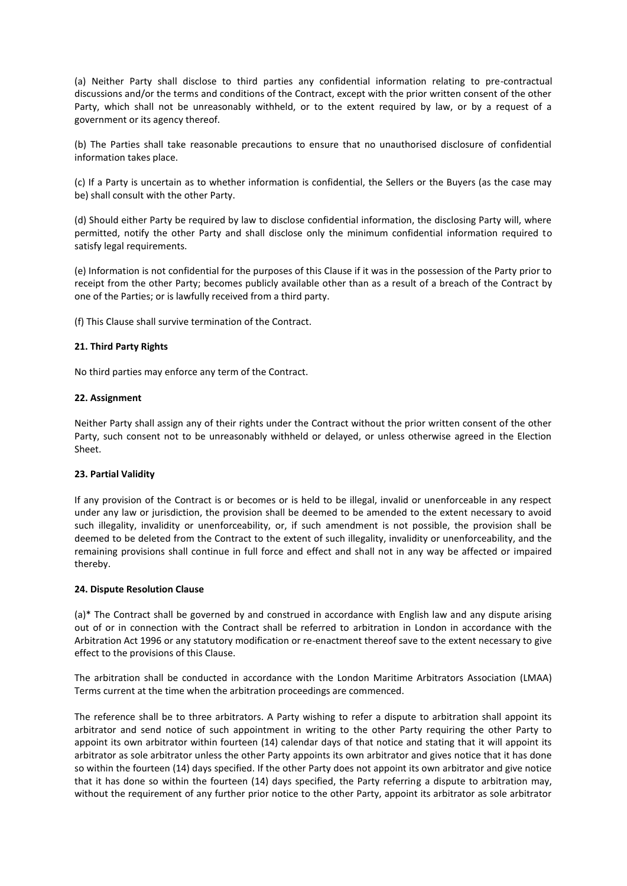(a) Neither Party shall disclose to third parties any confidential information relating to pre-contractual discussions and/or the terms and conditions of the Contract, except with the prior written consent of the other Party, which shall not be unreasonably withheld, or to the extent required by law, or by a request of a government or its agency thereof.

(b) The Parties shall take reasonable precautions to ensure that no unauthorised disclosure of confidential information takes place.

(c) If a Party is uncertain as to whether information is confidential, the Sellers or the Buyers (as the case may be) shall consult with the other Party.

(d) Should either Party be required by law to disclose confidential information, the disclosing Party will, where permitted, notify the other Party and shall disclose only the minimum confidential information required to satisfy legal requirements.

(e) Information is not confidential for the purposes of this Clause if it was in the possession of the Party prior to receipt from the other Party; becomes publicly available other than as a result of a breach of the Contract by one of the Parties; or is lawfully received from a third party.

(f) This Clause shall survive termination of the Contract.

**21. Third Party Rights**

No third parties may enforce any term of the Contract.

**22. Assignment**

Neither Party shall assign any of their rights under the Contract without the prior written consent of the other Party, such consent not to be unreasonably withheld or delayed, or unless otherwise agreed in the Election Sheet.

**23. Partial Validity**

If any provision of the Contract is or becomes or is held to be illegal, invalid or unenforceable in any respect under any law or jurisdiction, the provision shall be deemed to be amended to the extent necessary to avoid such illegality, invalidity or unenforceability, or, if such amendment is not possible, the provision shall be deemed to be deleted from the Contract to the extent of such illegality, invalidity or unenforceability, and the remaining provisions shall continue in full force and effect and shall not in any way be affected or impaired thereby.

**24. Dispute Resolution Clause**

(a)* The Contract shall be governed by and construed in accordance with English law and any dispute arising out of or in connection with the Contract shall be referred to arbitration in London in accordance with the Arbitration Act 1996 or any statutory modification or re-enactment thereof save to the extent necessary to give effect to the provisions of this Clause.

The arbitration shall be conducted in accordance with the London Maritime Arbitrators Association (LMAA) Terms current at the time when the arbitration proceedings are commenced.

The reference shall be to three arbitrators. A Party wishing to refer a dispute to arbitration shall appoint its arbitrator and send notice of such appointment in writing to the other Party requiring the other Party to appoint its own arbitrator within fourteen (14) calendar days of that notice and stating that it will appoint its arbitrator as sole arbitrator unless the other Party appoints its own arbitrator and gives notice that it has done so within the fourteen (14) days specified. If the other Party does not appoint its own arbitrator and give notice that it has done so within the fourteen (14) days specified, the Party referring a dispute to arbitration may, without the requirement of any further prior notice to the other Party, appoint its arbitrator as sole arbitrator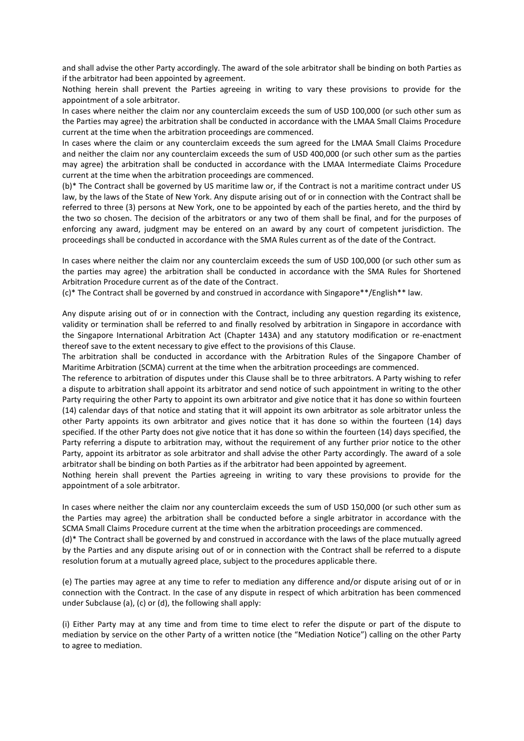and shall advise the other Party accordingly. The award of the sole arbitrator shall be binding on both Parties as if the arbitrator had been appointed by agreement.

Nothing herein shall prevent the Parties agreeing in writing to vary these provisions to provide for the appointment of a sole arbitrator.

In cases where neither the claim nor any counterclaim exceeds the sum of USD 100,000 (or such other sum as the Parties may agree) the arbitration shall be conducted in accordance with the LMAA Small Claims Procedure current at the time when the arbitration proceedings are commenced.

In cases where the claim or any counterclaim exceeds the sum agreed for the LMAA Small Claims Procedure and neither the claim nor any counterclaim exceeds the sum of USD 400,000 (or such other sum as the parties may agree) the arbitration shall be conducted in accordance with the LMAA Intermediate Claims Procedure current at the time when the arbitration proceedings are commenced.

(b)* The Contract shall be governed by US maritime law or, if the Contract is not a maritime contract under US law, by the laws of the State of New York. Any dispute arising out of or in connection with the Contract shall be referred to three (3) persons at New York, one to be appointed by each of the parties hereto, and the third by the two so chosen. The decision of the arbitrators or any two of them shall be final, and for the purposes of enforcing any award, judgment may be entered on an award by any court of competent jurisdiction. The proceedings shall be conducted in accordance with the SMA Rules current as of the date of the Contract.

In cases where neither the claim nor any counterclaim exceeds the sum of USD 100,000 (or such other sum as the parties may agree) the arbitration shall be conducted in accordance with the SMA Rules for Shortened Arbitration Procedure current as of the date of the Contract.

(c)* The Contract shall be governed by and construed in accordance with Singapore**/English** law.

Any dispute arising out of or in connection with the Contract, including any question regarding its existence, validity or termination shall be referred to and finally resolved by arbitration in Singapore in accordance with the Singapore International Arbitration Act (Chapter 143A) and any statutory modification or re-enactment thereof save to the extent necessary to give effect to the provisions of this Clause.

The arbitration shall be conducted in accordance with the Arbitration Rules of the Singapore Chamber of Maritime Arbitration (SCMA) current at the time when the arbitration proceedings are commenced.

The reference to arbitration of disputes under this Clause shall be to three arbitrators. A Party wishing to refer a dispute to arbitration shall appoint its arbitrator and send notice of such appointment in writing to the other Party requiring the other Party to appoint its own arbitrator and give notice that it has done so within fourteen (14) calendar days of that notice and stating that it will appoint its own arbitrator as sole arbitrator unless the other Party appoints its own arbitrator and gives notice that it has done so within the fourteen (14) days specified. If the other Party does not give notice that it has done so within the fourteen (14) days specified, the Party referring a dispute to arbitration may, without the requirement of any further prior notice to the other Party, appoint its arbitrator as sole arbitrator and shall advise the other Party accordingly. The award of a sole arbitrator shall be binding on both Parties as if the arbitrator had been appointed by agreement.

Nothing herein shall prevent the Parties agreeing in writing to vary these provisions to provide for the appointment of a sole arbitrator.

In cases where neither the claim nor any counterclaim exceeds the sum of USD 150,000 (or such other sum as the Parties may agree) the arbitration shall be conducted before a single arbitrator in accordance with the SCMA Small Claims Procedure current at the time when the arbitration proceedings are commenced.

(d)* The Contract shall be governed by and construed in accordance with the laws of the place mutually agreed by the Parties and any dispute arising out of or in connection with the Contract shall be referred to a dispute resolution forum at a mutually agreed place, subject to the procedures applicable there.

(e) The parties may agree at any time to refer to mediation any difference and/or dispute arising out of or in connection with the Contract. In the case of any dispute in respect of which arbitration has been commenced under Subclause (a), (c) or (d), the following shall apply:

(i) Either Party may at any time and from time to time elect to refer the dispute or part of the dispute to mediation by service on the other Party of a written notice (the "Mediation Notice") calling on the other Party to agree to mediation.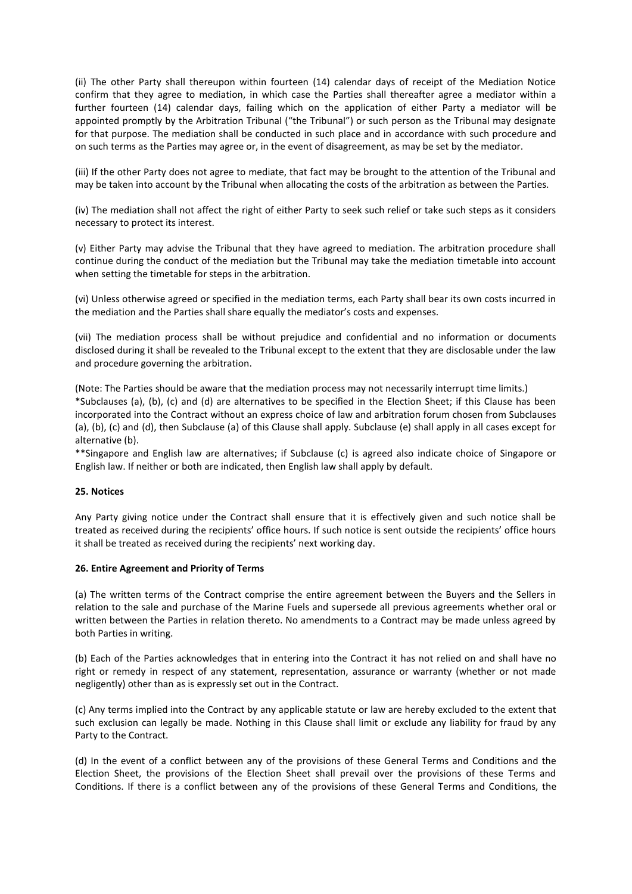(ii) The other Party shall thereupon within fourteen (14) calendar days of receipt of the Mediation Notice confirm that they agree to mediation, in which case the Parties shall thereafter agree a mediator within a further fourteen (14) calendar days, failing which on the application of either Party a mediator will be appointed promptly by the Arbitration Tribunal ("the Tribunal") or such person as the Tribunal may designate for that purpose. The mediation shall be conducted in such place and in accordance with such procedure and on such terms as the Parties may agree or, in the event of disagreement, as may be set by the mediator.

(iii) If the other Party does not agree to mediate, that fact may be brought to the attention of the Tribunal and may be taken into account by the Tribunal when allocating the costs of the arbitration as between the Parties.

(iv) The mediation shall not affect the right of either Party to seek such relief or take such steps as it considers necessary to protect its interest.

(v) Either Party may advise the Tribunal that they have agreed to mediation. The arbitration procedure shall continue during the conduct of the mediation but the Tribunal may take the mediation timetable into account when setting the timetable for steps in the arbitration.

(vi) Unless otherwise agreed or specified in the mediation terms, each Party shall bear its own costs incurred in the mediation and the Parties shall share equally the mediator's costs and expenses.

(vii) The mediation process shall be without prejudice and confidential and no information or documents disclosed during it shall be revealed to the Tribunal except to the extent that they are disclosable under the law and procedure governing the arbitration.

(Note: The Parties should be aware that the mediation process may not necessarily interrupt time limits.)
*Subclauses (a), (b), (c) and (d) are alternatives to be specified in the Election Sheet; if this Clause has been incorporated into the Contract without an express choice of law and arbitration forum chosen from Subclauses (a), (b), (c) and (d), then Subclause (a) of this Clause shall apply. Subclause (e) shall apply in all cases except for alternative (b).
**Singapore and English law are alternatives; if Subclause (c) is agreed also indicate choice of Singapore or English law. If neither or both are indicated, then English law shall apply by default.

**25. Notices**

Any Party giving notice under the Contract shall ensure that it is effectively given and such notice shall be treated as received during the recipients' office hours. If such notice is sent outside the recipients' office hours it shall be treated as received during the recipients' next working day.

**26. Entire Agreement and Priority of Terms**

(a) The written terms of the Contract comprise the entire agreement between the Buyers and the Sellers in relation to the sale and purchase of the Marine Fuels and supersede all previous agreements whether oral or written between the Parties in relation thereto. No amendments to a Contract may be made unless agreed by both Parties in writing.

(b) Each of the Parties acknowledges that in entering into the Contract it has not relied on and shall have no right or remedy in respect of any statement, representation, assurance or warranty (whether or not made negligently) other than as is expressly set out in the Contract.

(c) Any terms implied into the Contract by any applicable statute or law are hereby excluded to the extent that such exclusion can legally be made. Nothing in this Clause shall limit or exclude any liability for fraud by any Party to the Contract.

(d) In the event of a conflict between any of the provisions of these General Terms and Conditions and the Election Sheet, the provisions of the Election Sheet shall prevail over the provisions of these Terms and Conditions. If there is a conflict between any of the provisions of these General Terms and Conditions, the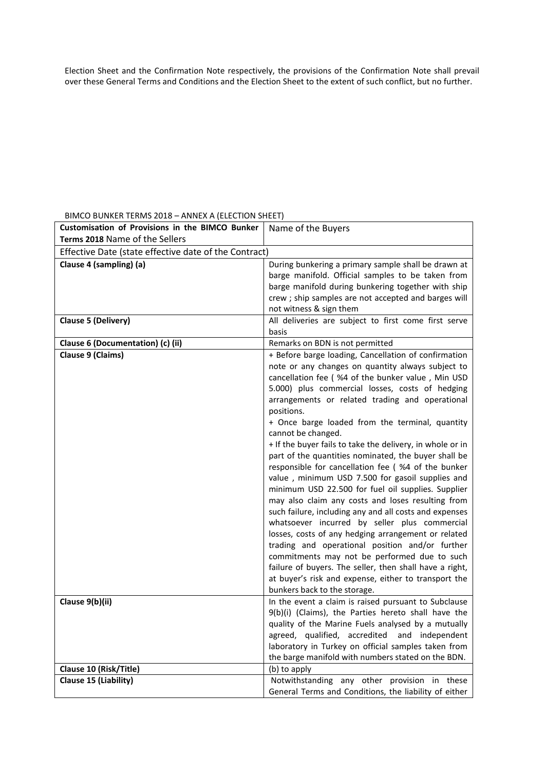Election Sheet and the Confirmation Note respectively, the provisions of the Confirmation Note shall prevail over these General Terms and Conditions and the Election Sheet to the extent of such conflict, but no further.

BIMCO BUNKER TERMS 2018 – ANNEX A (ELECTION SHEET)

| **Customisation of Provisions in the BIMCO Bunker Terms 2018** Name of the Sellers | Name of the Buyers |
|---|---|
| Effective Date (state effective date of the Contract) | |
| **Clause 4 (sampling) (a)** | During bunkering a primary sample shall be drawn at barge manifold. Official samples to be taken from barge manifold during bunkering together with ship crew ; ship samples are not accepted and barges will not witness & sign them |
| **Clause 5 (Delivery)** | All deliveries are subject to first come first serve basis |
| **Clause 6 (Documentation) (c) (ii)** | Remarks on BDN is not permitted |
| **Clause 9 (Claims)** | + Before barge loading, Cancellation of confirmation note or any changes on quantity always subject to cancellation fee ( %4 of the bunker value , Min USD 5.000) plus commercial losses, costs of hedging arrangements or related trading and operational positions.<br>+ Once barge loaded from the terminal, quantity cannot be changed.<br>+ If the buyer fails to take the delivery, in whole or in part of the quantities nominated, the buyer shall be responsible for cancellation fee ( %4 of the bunker value , minimum USD 7.500 for gasoil supplies and minimum USD 22.500 for fuel oil supplies. Supplier may also claim any costs and loses resulting from such failure, including any and all costs and expenses whatsoever incurred by seller plus commercial losses, costs of any hedging arrangement or related trading and operational position and/or further commitments may not be performed due to such failure of buyers. The seller, then shall have a right, at buyer's risk and expense, either to transport the bunkers back to the storage. |
| **Clause 9(b)(ii)** | In the event a claim is raised pursuant to Subclause 9(b)(i) (Claims), the Parties hereto shall have the quality of the Marine Fuels analysed by a mutually agreed, qualified, accredited and independent laboratory in Turkey on official samples taken from the barge manifold with numbers stated on the BDN. |
| **Clause 10 (Risk/Title)** | (b) to apply |
| **Clause 15 (Liability)** | Notwithstanding any other provision in these General Terms and Conditions, the liability of either |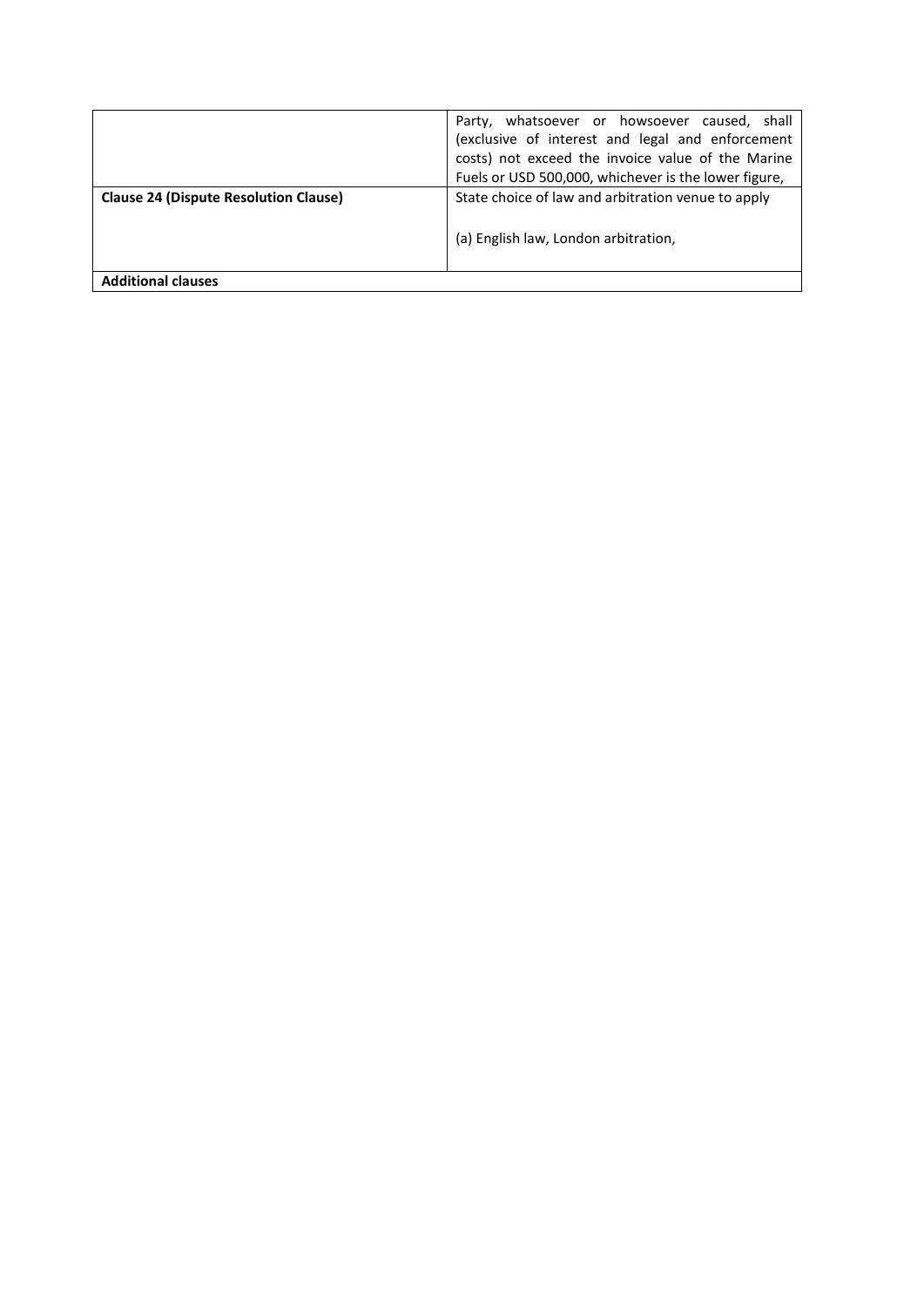| | |
|---|---|
| | Party, whatsoever or howsoever caused, shall (exclusive of interest and legal and enforcement costs) not exceed the invoice value of the Marine Fuels or USD 500,000, whichever is the lower figure, |
| **Clause 24 (Dispute Resolution Clause)** | State choice of law and arbitration venue to apply<br><br>(a) English law, London arbitration, |
| **Additional clauses** | |